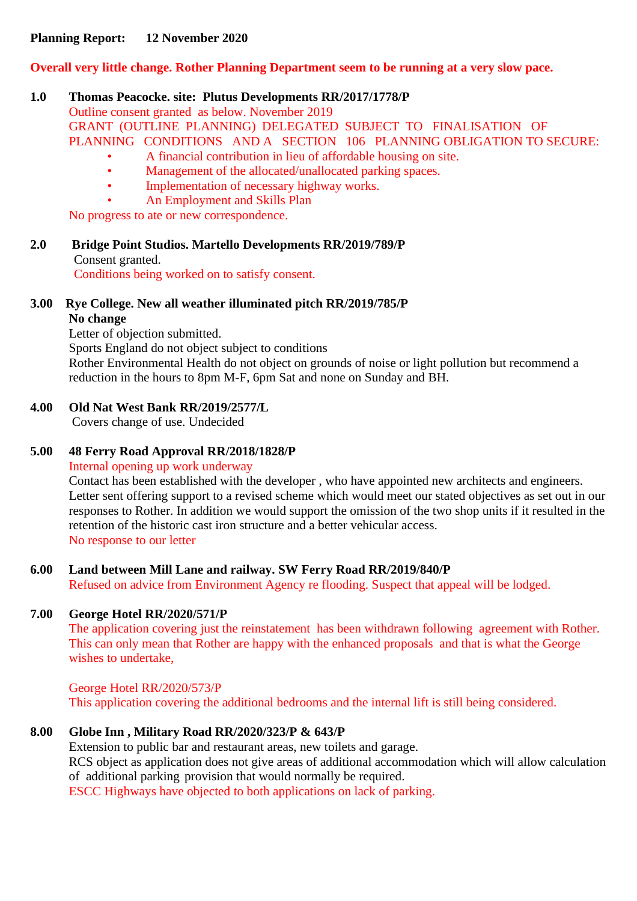**Planning Report: 12 November 2020**

**Overall very little change. Rother Planning Department seem to be running at a very slow pace.**

**1.0 Thomas Peacocke. site: Plutus Developments RR/2017/1778/P**

Outline consent granted as below. November 2019

GRANT (OUTLINE PLANNING) DELEGATED SUBJECT TO FINALISATION OF PLANNING CONDITIONS AND A SECTION 106 PLANNING OBLIGATION TO SECURE:

- A financial contribution in lieu of affordable housing on site.
- Management of the allocated/unallocated parking spaces.
- Implementation of necessary highway works.
- An Employment and Skills Plan

No progress to ate or new correspondence.

**2.0 Bridge Point Studios. Martello Developments RR/2019/789/P**

Consent granted.

Conditions being worked on to satisfy consent.

**3.00 Rye College. New all weather illuminated pitch RR/2019/785/P**

**No change**

Letter of objection submitted.

Sports England do not object subject to conditions

Rother Environmental Health do not object on grounds of noise or light pollution but recommend a reduction in the hours to 8pm M-F, 6pm Sat and none on Sunday and BH.

**4.00 Old Nat West Bank RR/2019/2577/L**

Covers change of use. Undecided

**5.00 48 Ferry Road Approval RR/2018/1828/P**

Internal opening up work underway

Contact has been established with the developer , who have appointed new architects and engineers. Letter sent offering support to a revised scheme which would meet our stated objectives as set out in our responses to Rother. In addition we would support the omission of the two shop units if it resulted in the retention of the historic cast iron structure and a better vehicular access.

No response to our letter

**6.00 Land between Mill Lane and railway. SW Ferry Road RR/2019/840/P**

Refused on advice from Environment Agency re flooding. Suspect that appeal will be lodged.

**7.00 George Hotel RR/2020/571/P**

The application covering just the reinstatement has been withdrawn following agreement with Rother. This can only mean that Rother are happy with the enhanced proposals and that is what the George wishes to undertake,

George Hotel RR/2020/573/P

This application covering the additional bedrooms and the internal lift is still being considered.

**8.00 Globe Inn , Military Road RR/2020/323/P & 643/P**

Extension to public bar and restaurant areas, new toilets and garage.

RCS object as application does not give areas of additional accommodation which will allow calculation of additional parking provision that would normally be required.

ESCC Highways have objected to both applications on lack of parking.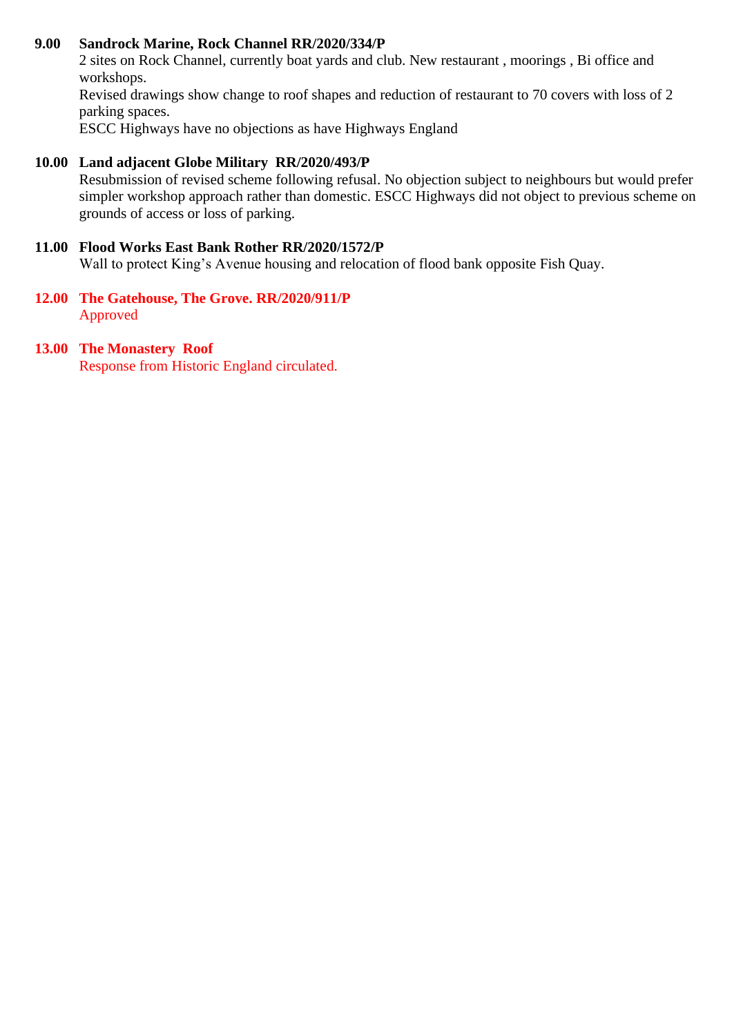**9.00 Sandrock Marine, Rock Channel RR/2020/334/P**

2 sites on Rock Channel, currently boat yards and club. New restaurant , moorings , Bi office and workshops.

Revised drawings show change to roof shapes and reduction of restaurant to 70 covers with loss of 2 parking spaces.

ESCC Highways have no objections as have Highways England

**10.00 Land adjacent Globe Military RR/2020/493/P**

Resubmission of revised scheme following refusal. No objection subject to neighbours but would prefer simpler workshop approach rather than domestic. ESCC Highways did not object to previous scheme on grounds of access or loss of parking.

**11.00 Flood Works East Bank Rother RR/2020/1572/P**

Wall to protect King's Avenue housing and relocation of flood bank opposite Fish Quay.

**12.00 The Gatehouse, The Grove. RR/2020/911/P**

Approved

**13.00 The Monastery Roof**

Response from Historic England circulated.